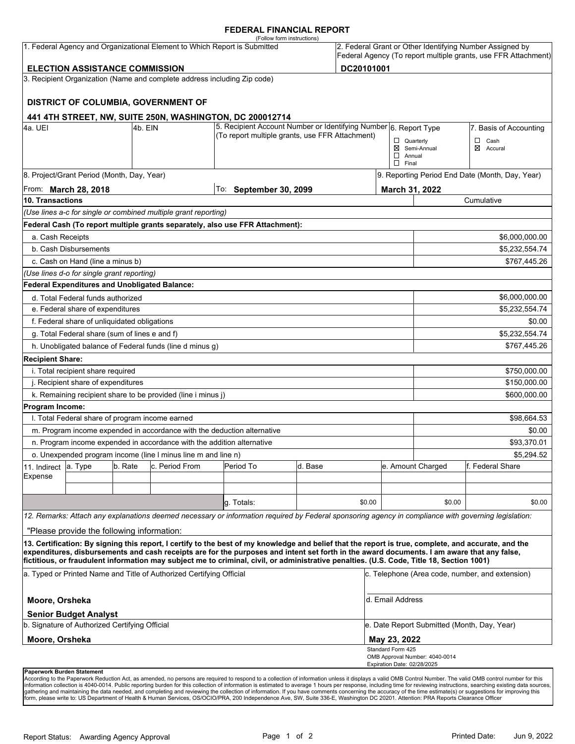# FEDERAL FINANCIAL REPORT

(Follow form instructions)

| 1. Federal Agency and Organizational Element to Which Report is Submitted | 2. Federal Grant or Other Identifying Number Assigned by Federal Agency (To report multiple grants, use FFR Attachment) |
|---|---|
| **ELECTION ASSISTANCE COMMISSION** | **DC20101001** |

3. Recipient Organization (Name and complete address including Zip code)

**DISTRICT OF COLUMBIA, GOVERNMENT OF**

**441 4TH STREET, NW, SUITE 250N, WASHINGTON, DC 200012714**

| 4a. UEI | 4b. EIN | 5. Recipient Account Number or Identifying Number (To report multiple grants, use FFR Attachment) | 6. Report Type | 7. Basis of Accounting |
|---|---|---|---|---|
| | | | ☐ Quarterly<br>☒ Semi-Annual<br>☐ Annual<br>☐ Final | ☐ Cash<br>☒ Accural |

| 8. Project/Grant Period (Month, Day, Year) | | 9. Reporting Period End Date (Month, Day, Year) |
|---|---|---|
| From: **March 28, 2018** | To: **September 30, 2099** | **March 31, 2022** |

| **10. Transactions** | Cumulative |
|---|---|
| *(Use lines a-c for single or combined multiple grant reporting)* | |
| **Federal Cash (To report multiple grants separately, also use FFR Attachment):** | |
| a. Cash Receipts | $6,000,000.00 |
| b. Cash Disbursements | $5,232,554.74 |
| c. Cash on Hand (line a minus b) | $767,445.26 |
| *(Use lines d-o for single grant reporting)* | |
| **Federal Expenditures and Unobligated Balance:** | |
| d. Total Federal funds authorized | $6,000,000.00 |
| e. Federal share of expenditures | $5,232,554.74 |
| f. Federal share of unliquidated obligations | $0.00 |
| g. Total Federal share (sum of lines e and f) | $5,232,554.74 |
| h. Unobligated balance of Federal funds (line d minus g) | $767,445.26 |
| **Recipient Share:** | |
| i. Total recipient share required | $750,000.00 |
| j. Recipient share of expenditures | $150,000.00 |
| k. Remaining recipient share to be provided (line i minus j) | $600,000.00 |
| **Program Income:** | |
| l. Total Federal share of program income earned | $98,664.53 |
| m. Program income expended in accordance with the deduction alternative | $0.00 |
| n. Program income expended in accordance with the addition alternative | $93,370.01 |
| o. Unexpended program income (line l minus line m and line n) | $5,294.52 |

| 11. Indirect Expense | a. Type | b. Rate | c. Period From | Period To | d. Base | e. Amount Charged | f. Federal Share |
|---|---|---|---|---|---|---|---|
| | | | | | | | |
| | | | | | | | |
| | | | | g. Totals: | $0.00 | $0.00 | $0.00 |

*12. Remarks: Attach any explanations deemed necessary or information required by Federal sponsoring agency in compliance with governing legislation:*

"Please provide the following information:

**13. Certification: By signing this report, I certify to the best of my knowledge and belief that the report is true, complete, and accurate, and the expenditures, disbursements and cash receipts are for the purposes and intent set forth in the award documents. I am aware that any false, fictitious, or fraudulent information may subject me to criminal, civil, or administrative penalties. (U.S. Code, Title 18, Section 1001)**

| a. Typed or Printed Name and Title of Authorized Certifying Official | c. Telephone (Area code, number, and extension) |
|---|---|
| **Moore, Orsheka**<br>**Senior Budget Analyst** | d. Email Address |
| b. Signature of Authorized Certifying Official | e. Date Report Submitted (Month, Day, Year) |
| **Moore, Orsheka** | **May 23, 2022** |

Standard Form 425
OMB Approval Number: 4040-0014
Expiration Date: 02/28/2025

**Paperwork Burden Statement**
According to the Paperwork Reduction Act, as amended, no persons are required to respond to a collection of information unless it displays a valid OMB Control Number. The valid OMB control number for this information collection is 4040-0014. Public reporting burden for this collection of information is estimated to average 1 hours per response, including time for reviewing instructions, searching existing data sources, gathering and maintaining the data needed, and completing and reviewing the collection of information. If you have comments concerning the accuracy of the time estimate(s) or suggestions for improving this form, please write to: US Department of Health & Human Services, OS/OCIO/PRA, 200 Independence Ave, SW, Suite 336-E, Washington DC 20201. Attention: PRA Reports Clearance Officer

Report Status: Awarding Agency Approval

Printed Date: Jun 9, 2022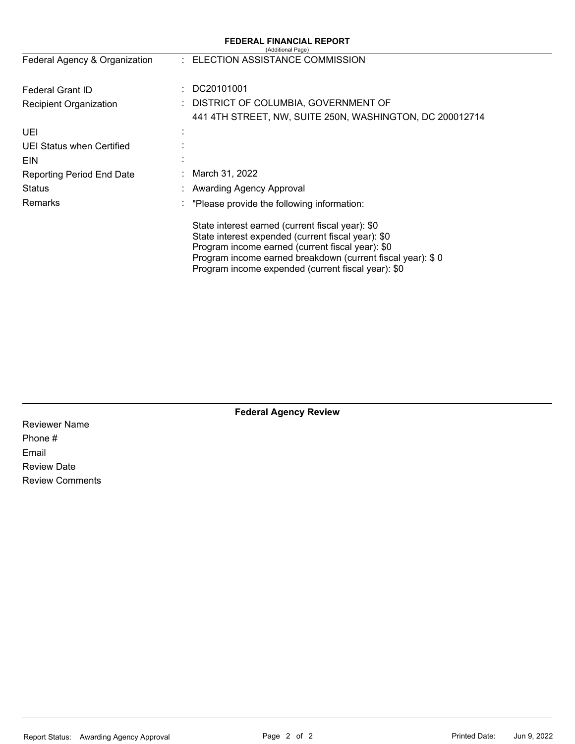# FEDERAL FINANCIAL REPORT

(Additional Page)

| | | |
|---|---|---|
| Federal Agency & Organization | : | ELECTION ASSISTANCE COMMISSION |
| Federal Grant ID | : | DC20101001 |
| Recipient Organization | : | DISTRICT OF COLUMBIA, GOVERNMENT OF<br>441 4TH STREET, NW, SUITE 250N, WASHINGTON, DC 200012714 |
| UEI | : | |
| UEI Status when Certified | : | |
| EIN | : | |
| Reporting Period End Date | : | March 31, 2022 |
| Status | : | Awarding Agency Approval |
| Remarks | : | "Please provide the following information:<br><br>State interest earned (current fiscal year): $0<br>State interest expended (current fiscal year): $0<br>Program income earned (current fiscal year): $0<br>Program income earned breakdown (current fiscal year): $ 0<br>Program income expended (current fiscal year): $0 |

## Federal Agency Review

Reviewer Name

Phone #

Email

Review Date

Review Comments

Report Status: Awarding Agency Approval

Printed Date: Jun 9, 2022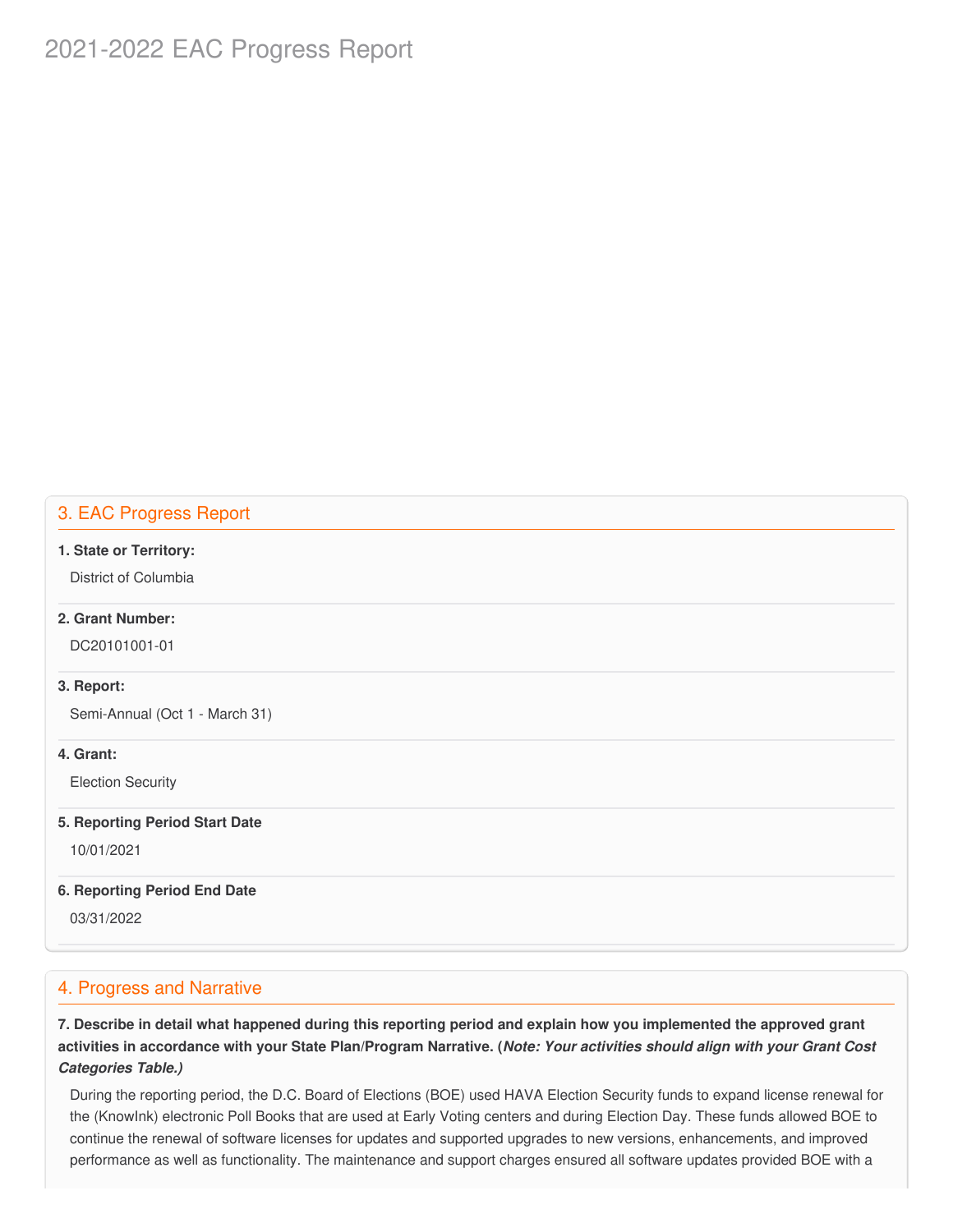# 2021-2022 EAC Progress Report

## 3. EAC Progress Report

**1. State or Territory:**

District of Columbia

**2. Grant Number:**

DC20101001-01

**3. Report:**

Semi-Annual (Oct 1 - March 31)

**4. Grant:**

Election Security

**5. Reporting Period Start Date**

10/01/2021

**6. Reporting Period End Date**

03/31/2022

## 4. Progress and Narrative

**7. Describe in detail what happened during this reporting period and explain how you implemented the approved grant activities in accordance with your State Plan/Program Narrative. (*Note: Your activities should align with your Grant Cost Categories Table.)***

During the reporting period, the D.C. Board of Elections (BOE) used HAVA Election Security funds to expand license renewal for the (KnowInk) electronic Poll Books that are used at Early Voting centers and during Election Day. These funds allowed BOE to continue the renewal of software licenses for updates and supported upgrades to new versions, enhancements, and improved performance as well as functionality. The maintenance and support charges ensured all software updates provided BOE with a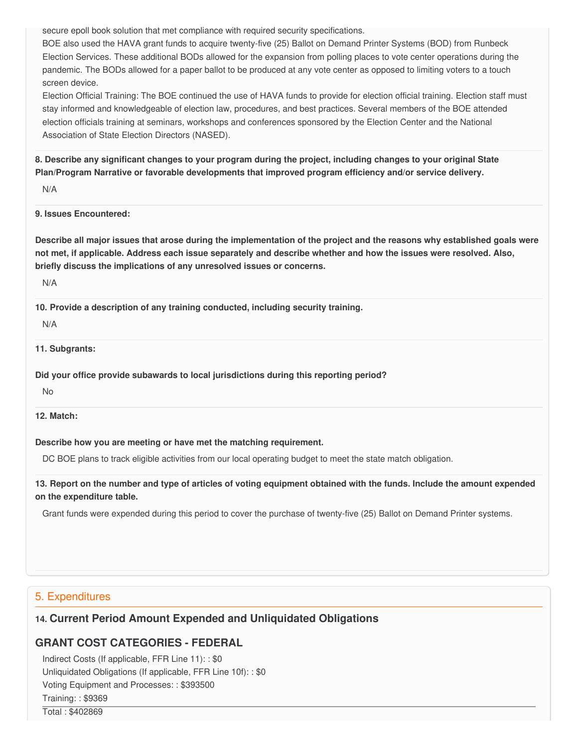secure epoll book solution that met compliance with required security specifications.

BOE also used the HAVA grant funds to acquire twenty-five (25) Ballot on Demand Printer Systems (BOD) from Runbeck Election Services. These additional BODs allowed for the expansion from polling places to vote center operations during the pandemic. The BODs allowed for a paper ballot to be produced at any vote center as opposed to limiting voters to a touch screen device.

Election Official Training: The BOE continued the use of HAVA funds to provide for election official training. Election staff must stay informed and knowledgeable of election law, procedures, and best practices. Several members of the BOE attended election officials training at seminars, workshops and conferences sponsored by the Election Center and the National Association of State Election Directors (NASED).

**8. Describe any significant changes to your program during the project, including changes to your original State Plan/Program Narrative or favorable developments that improved program efficiency and/or service delivery.**

N/A

**9. Issues Encountered:**

**Describe all major issues that arose during the implementation of the project and the reasons why established goals were not met, if applicable. Address each issue separately and describe whether and how the issues were resolved. Also, briefly discuss the implications of any unresolved issues or concerns.**

N/A

**10. Provide a description of any training conducted, including security training.**

N/A

**11. Subgrants:**

**Did your office provide subawards to local jurisdictions during this reporting period?**

No

**12. Match:**

**Describe how you are meeting or have met the matching requirement.**

DC BOE plans to track eligible activities from our local operating budget to meet the state match obligation.

**13. Report on the number and type of articles of voting equipment obtained with the funds. Include the amount expended on the expenditure table.**

Grant funds were expended during this period to cover the purchase of twenty-five (25) Ballot on Demand Printer systems.

## 5. Expenditures

### 14. Current Period Amount Expended and Unliquidated Obligations

### GRANT COST CATEGORIES - FEDERAL

Indirect Costs (If applicable, FFR Line 11): : $0

Unliquidated Obligations (If applicable, FFR Line 10f): : $0

Voting Equipment and Processes: : $393500

Training: : $9369

Total : $402869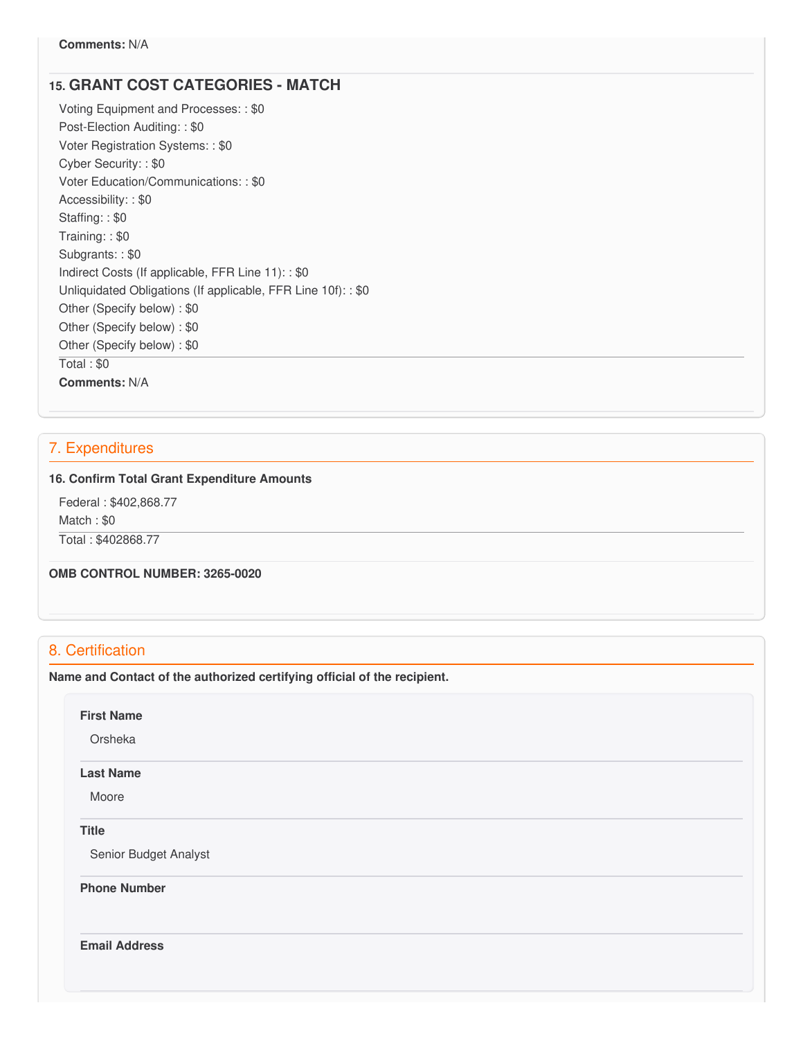**Comments:** N/A

### 15. GRANT COST CATEGORIES - MATCH

Voting Equipment and Processes: : $0
Post-Election Auditing: : $0
Voter Registration Systems: : $0
Cyber Security: : $0
Voter Education/Communications: : $0
Accessibility: : $0
Staffing: : $0
Training: : $0
Subgrants: : $0
Indirect Costs (If applicable, FFR Line 11): : $0
Unliquidated Obligations (If applicable, FFR Line 10f): : $0
Other (Specify below) : $0
Other (Specify below) : $0
Other (Specify below) : $0

Total : $0

**Comments:** N/A

## 7. Expenditures

**16. Confirm Total Grant Expenditure Amounts**

Federal : $402,868.77
Match : $0

Total : $402868.77

**OMB CONTROL NUMBER: 3265-0020**

## 8. Certification

**Name and Contact of the authorized certifying official of the recipient.**

**First Name**

Orsheka

**Last Name**

Moore

**Title**

Senior Budget Analyst

**Phone Number**

**Email Address**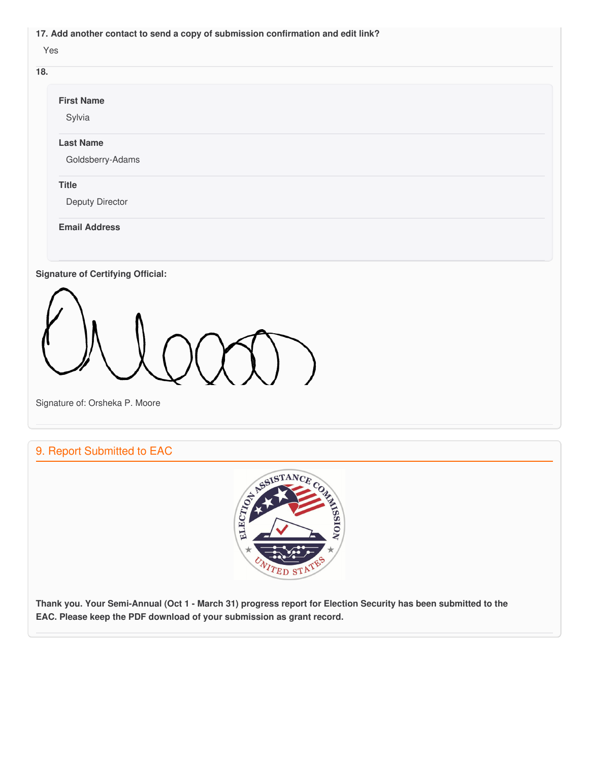**17. Add another contact to send a copy of submission confirmation and edit link?**

Yes

**18.**

**First Name**

Sylvia

**Last Name**

Goldsberry-Adams

**Title**

Deputy Director

**Email Address**

**Signature of Certifying Official:**

Signature of: Orsheka P. Moore

## 9. Report Submitted to EAC

**Thank you. Your Semi-Annual (Oct 1 - March 31) progress report for Election Security has been submitted to the EAC. Please keep the PDF download of your submission as grant record.**